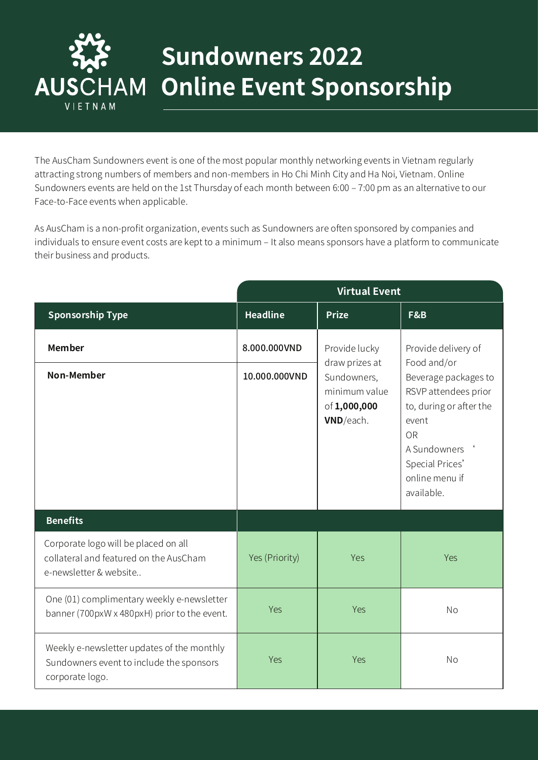# Sundowners 2022 Online Event Sponsorship

The AusCham Sundowners event is one of the most popular monthly networking events in Vietnam regularly attracting strong numbers of members and non-members in Ho Chi Minh City and Ha Noi, Vietnam. Online Sundowners events are held on the 1st Thursday of each month between 6:00 – 7:00 pm as an alternative to our Face-to-Face events when applicable.

As AusCham is a non-profit organization, events such as Sundowners are often sponsored by companies and individuals to ensure event costs are kept to a minimum – It also means sponsors have a platform to communicate their business and products.

| | Virtual Event | | |
|---|---|---|---|
| **Sponsorship Type** | **Headline** | **Prize** | **F&B** |
| **Member** | 8.000.000VND | Provide lucky draw prizes at Sundowners, minimum value of **1,000,000 VND**/each. | Provide delivery of Food and/or Beverage packages to RSVP attendees prior to, during or after the event OR A Sundowners ' Special Prices' online menu if available. |
| **Non-Member** | 10.000.000VND | | |
| **Benefits** | | | |
| Corporate logo will be placed on all collateral and featured on the AusCham e-newsletter & website.. | Yes (Priority) | Yes | Yes |
| One (01) complimentary weekly e-newsletter banner (700pxW x 480pxH) prior to the event. | Yes | Yes | No |
| Weekly e-newsletter updates of the monthly Sundowners event to include the sponsors corporate logo. | Yes | Yes | No |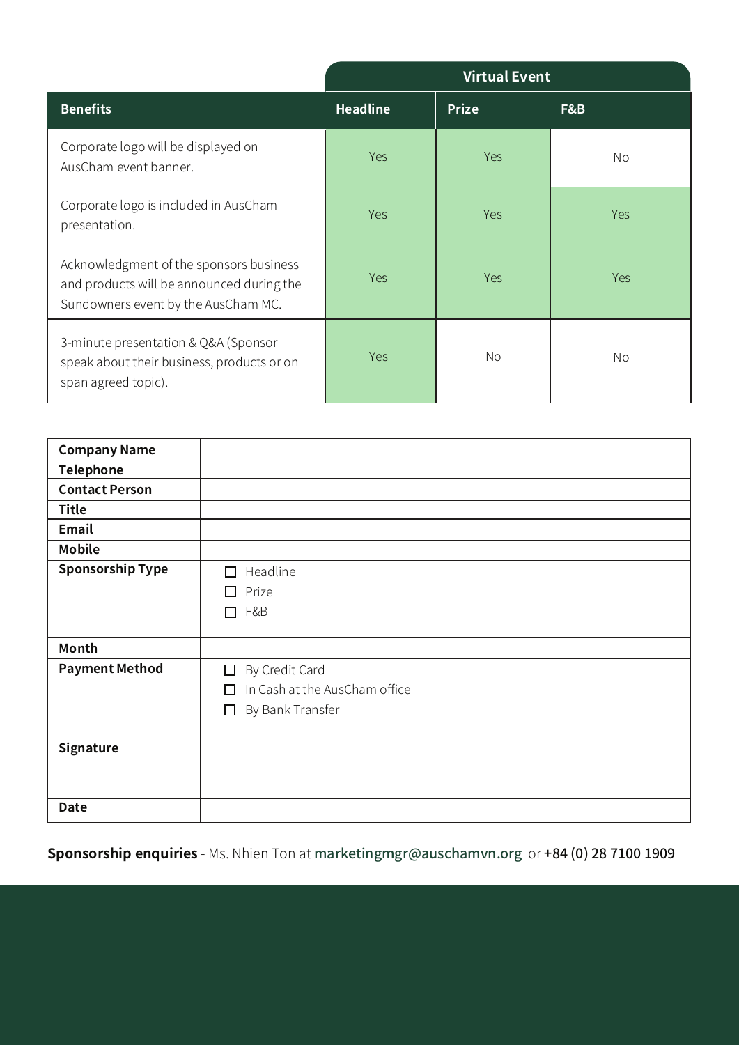| Benefits | Virtual Event | | |
|---|---|---|---|
| | Headline | Prize | F&B |
| Corporate logo will be displayed on AusCham event banner. | Yes | Yes | No |
| Corporate logo is included in AusCham presentation. | Yes | Yes | Yes |
| Acknowledgment of the sponsors business and products will be announced during the Sundowners event by the AusCham MC. | Yes | Yes | Yes |
| 3-minute presentation & Q&A (Sponsor speak about their business, products or on span agreed topic). | Yes | No | No |

| | |
|---|---|
| **Company Name** | |
| **Telephone** | |
| **Contact Person** | |
| **Title** | |
| **Email** | |
| **Mobile** | |
| **Sponsorship Type** | ☐ Headline<br>☐ Prize<br>☐ F&B |
| **Month** | |
| **Payment Method** | ☐ By Credit Card<br>☐ In Cash at the AusCham office<br>☐ By Bank Transfer |
| **Signature** | |
| **Date** | |

**Sponsorship enquiries** - Ms. Nhien Ton at marketingmgr@auschamvn.org or +84 (0) 28 7100 1909